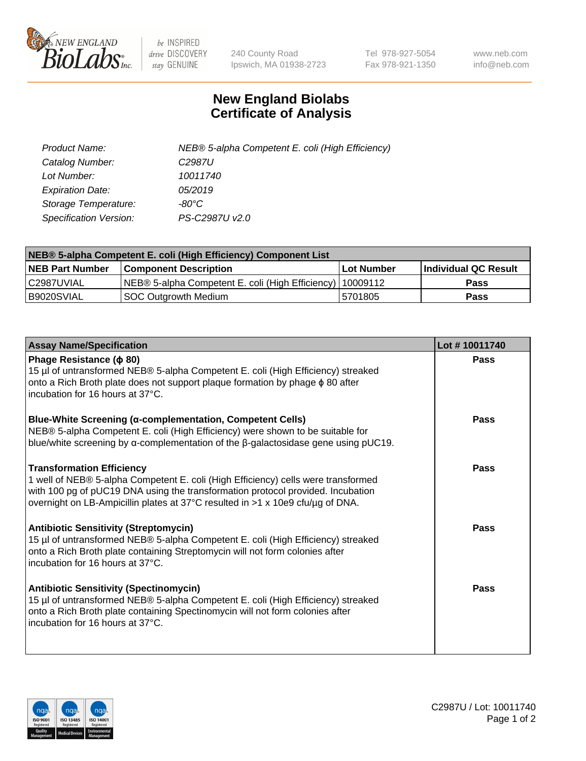240 County Road
Ipswich, MA 01938-2723

Tel 978-927-5054
Fax 978-921-1350

www.neb.com
info@neb.com

# New England Biolabs
# Certificate of Analysis

| | |
|---|---|
| *Product Name:* | *NEB® 5-alpha Competent E. coli (High Efficiency)* |
| *Catalog Number:* | *C2987U* |
| *Lot Number:* | *10011740* |
| *Expiration Date:* | *05/2019* |
| *Storage Temperature:* | *-80°C* |
| *Specification Version:* | *PS-C2987U v2.0* |

| **NEB® 5-alpha Competent E. coli (High Efficiency) Component List** | | | |
|---|---|---|---|
| **NEB Part Number** | **Component Description** | **Lot Number** | **Individual QC Result** |
| C2987UVIAL | NEB® 5-alpha Competent E. coli (High Efficiency) | 10009112 | **Pass** |
| B9020SVIAL | SOC Outgrowth Medium | 5701805 | **Pass** |

| **Assay Name/Specification** | **Lot # 10011740** |
|---|---|
| **Phage Resistance (ϕ 80)**<br>15 µl of untransformed NEB® 5-alpha Competent E. coli (High Efficiency) streaked onto a Rich Broth plate does not support plaque formation by phage ϕ 80 after incubation for 16 hours at 37°C. | **Pass** |
| **Blue-White Screening (α-complementation, Competent Cells)**<br>NEB® 5-alpha Competent E. coli (High Efficiency) were shown to be suitable for blue/white screening by α-complementation of the β-galactosidase gene using pUC19. | **Pass** |
| **Transformation Efficiency**<br>1 well of NEB® 5-alpha Competent E. coli (High Efficiency) cells were transformed with 100 pg of pUC19 DNA using the transformation protocol provided. Incubation overnight on LB-Ampicillin plates at 37°C resulted in >1 x 10e9 cfu/µg of DNA. | **Pass** |
| **Antibiotic Sensitivity (Streptomycin)**<br>15 µl of untransformed NEB® 5-alpha Competent E. coli (High Efficiency) streaked onto a Rich Broth plate containing Streptomycin will not form colonies after incubation for 16 hours at 37°C. | **Pass** |
| **Antibiotic Sensitivity (Spectinomycin)**<br>15 µl of untransformed NEB® 5-alpha Competent E. coli (High Efficiency) streaked onto a Rich Broth plate containing Spectinomycin will not form colonies after incubation for 16 hours at 37°C. | **Pass** |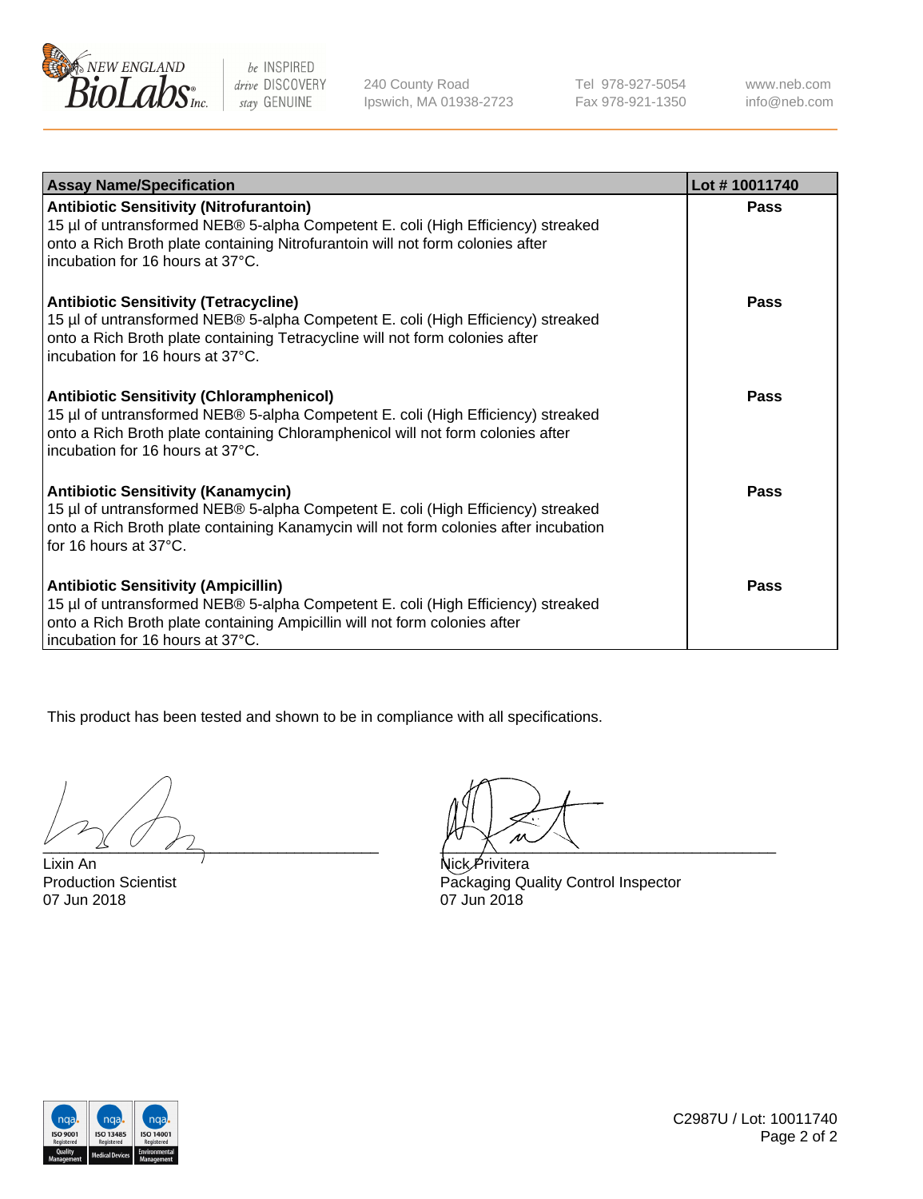| Assay Name/Specification | Lot # 10011740 |
|---|---|
| **Antibiotic Sensitivity (Nitrofurantoin)** 15 µl of untransformed NEB® 5-alpha Competent E. coli (High Efficiency) streaked onto a Rich Broth plate containing Nitrofurantoin will not form colonies after incubation for 16 hours at 37°C. | **Pass** |
| **Antibiotic Sensitivity (Tetracycline)** 15 µl of untransformed NEB® 5-alpha Competent E. coli (High Efficiency) streaked onto a Rich Broth plate containing Tetracycline will not form colonies after incubation for 16 hours at 37°C. | **Pass** |
| **Antibiotic Sensitivity (Chloramphenicol)** 15 µl of untransformed NEB® 5-alpha Competent E. coli (High Efficiency) streaked onto a Rich Broth plate containing Chloramphenicol will not form colonies after incubation for 16 hours at 37°C. | **Pass** |
| **Antibiotic Sensitivity (Kanamycin)** 15 µl of untransformed NEB® 5-alpha Competent E. coli (High Efficiency) streaked onto a Rich Broth plate containing Kanamycin will not form colonies after incubation for 16 hours at 37°C. | **Pass** |
| **Antibiotic Sensitivity (Ampicillin)** 15 µl of untransformed NEB® 5-alpha Competent E. coli (High Efficiency) streaked onto a Rich Broth plate containing Ampicillin will not form colonies after incubation for 16 hours at 37°C. | **Pass** |

This product has been tested and shown to be in compliance with all specifications.

Lixin An
Production Scientist
07 Jun 2018

Nick Privitera
Packaging Quality Control Inspector
07 Jun 2018

C2987U / Lot: 10011740